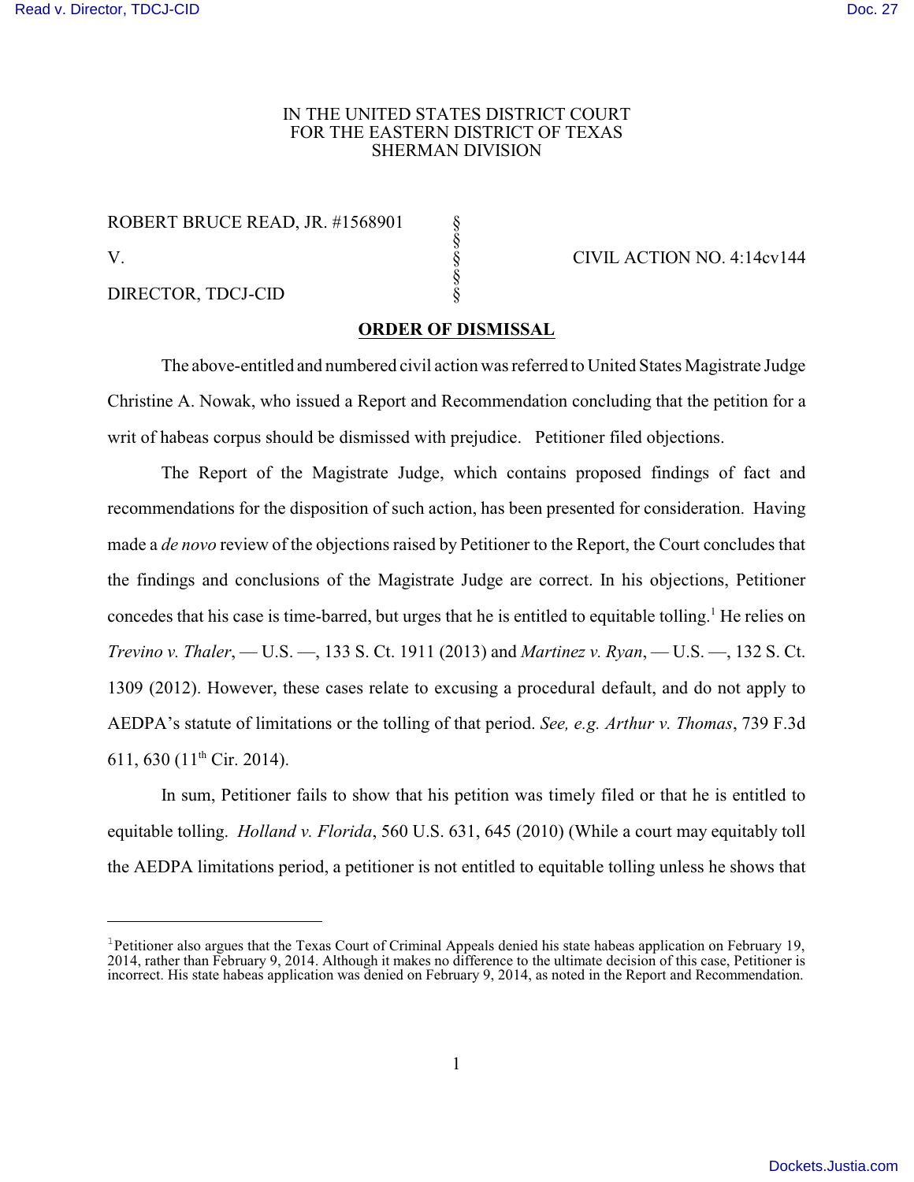IN THE UNITED STATES DISTRICT COURT
FOR THE EASTERN DISTRICT OF TEXAS
SHERMAN DIVISION

| | | |
|---|---|---|
| ROBERT BRUCE READ, JR. #1568901 | § | |
| | § | |
| V. | § | CIVIL ACTION NO. 4:14cv144 |
| | § | |
| DIRECTOR, TDCJ-CID | § | |

## ORDER OF DISMISSAL

The above-entitled and numbered civil action was referred to United States Magistrate Judge Christine A. Nowak, who issued a Report and Recommendation concluding that the petition for a writ of habeas corpus should be dismissed with prejudice. Petitioner filed objections.

The Report of the Magistrate Judge, which contains proposed findings of fact and recommendations for the disposition of such action, has been presented for consideration. Having made a *de novo* review of the objections raised by Petitioner to the Report, the Court concludes that the findings and conclusions of the Magistrate Judge are correct. In his objections, Petitioner concedes that his case is time-barred, but urges that he is entitled to equitable tolling.[1] He relies on *Trevino v. Thaler*, — U.S. —, 133 S. Ct. 1911 (2013) and *Martinez v. Ryan*, — U.S. —, 132 S. Ct. 1309 (2012). However, these cases relate to excusing a procedural default, and do not apply to AEDPA's statute of limitations or the tolling of that period. *See, e.g. Arthur v. Thomas*, 739 F.3d 611, 630 (11th Cir. 2014).

In sum, Petitioner fails to show that his petition was timely filed or that he is entitled to equitable tolling. *Holland v. Florida*, 560 U.S. 631, 645 (2010) (While a court may equitably toll the AEDPA limitations period, a petitioner is not entitled to equitable tolling unless he shows that

---

[1] Petitioner also argues that the Texas Court of Criminal Appeals denied his state habeas application on February 19, 2014, rather than February 9, 2014. Although it makes no difference to the ultimate decision of this case, Petitioner is incorrect. His state habeas application was denied on February 9, 2014, as noted in the Report and Recommendation.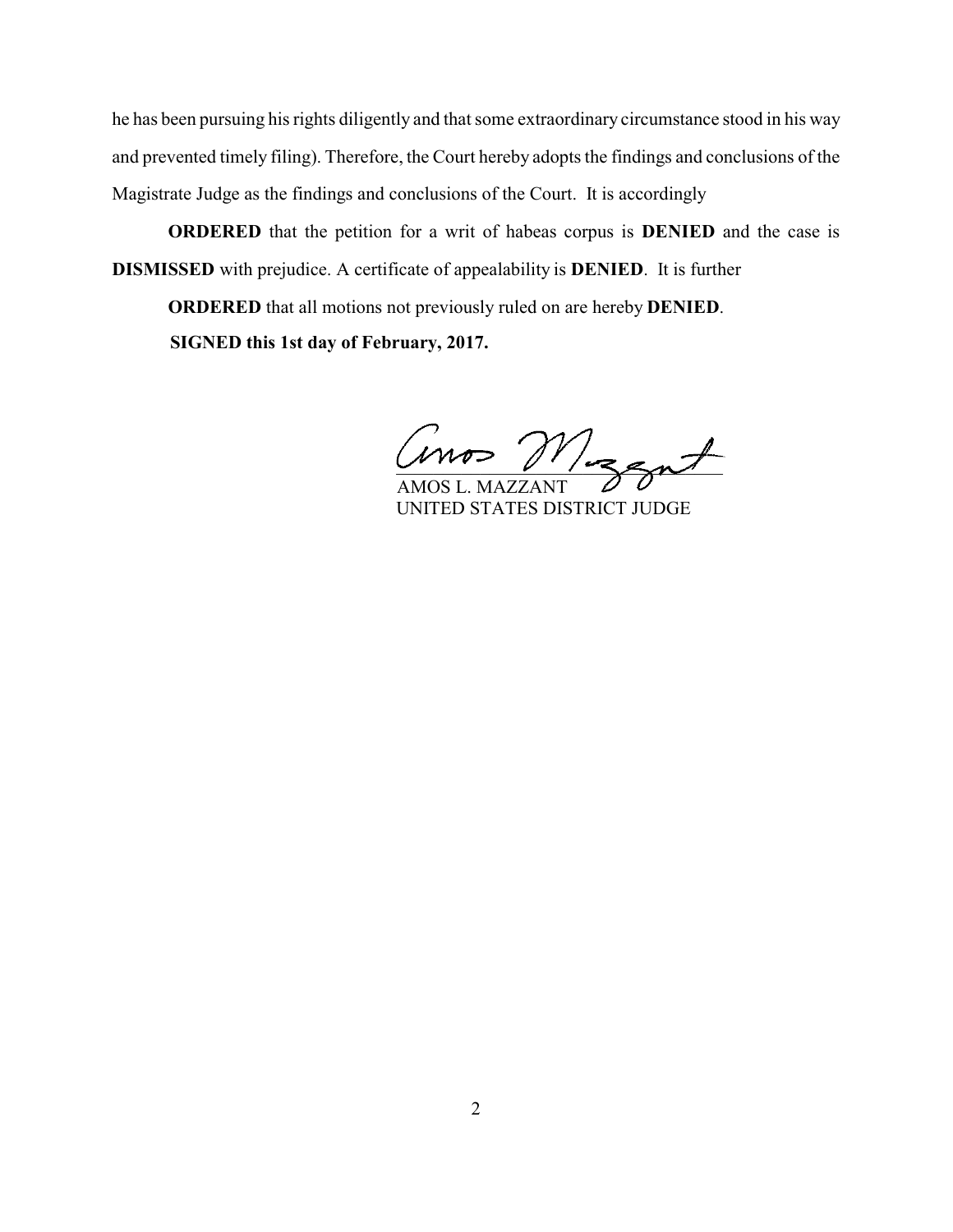he has been pursuing his rights diligently and that some extraordinary circumstance stood in his way and prevented timely filing). Therefore, the Court hereby adopts the findings and conclusions of the Magistrate Judge as the findings and conclusions of the Court. It is accordingly

**ORDERED** that the petition for a writ of habeas corpus is **DENIED** and the case is **DISMISSED** with prejudice. A certificate of appealability is **DENIED**. It is further

**ORDERED** that all motions not previously ruled on are hereby **DENIED**.

**SIGNED this 1st day of February, 2017.**

AMOS L. MAZZANT
UNITED STATES DISTRICT JUDGE